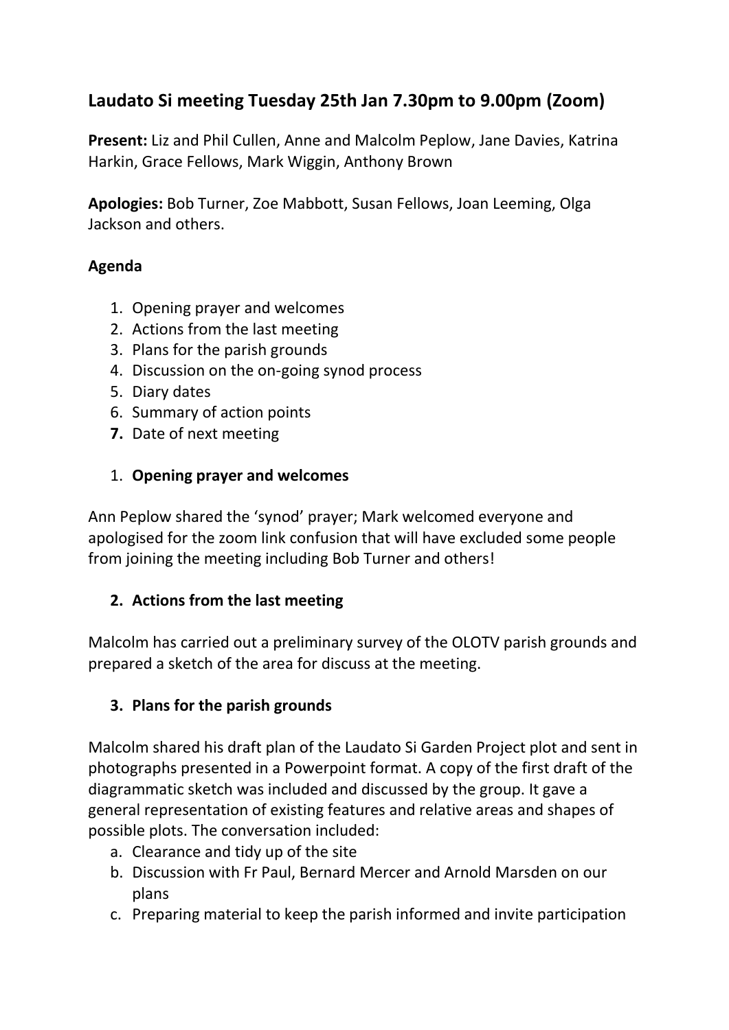# Laudato Si meeting Tuesday 25th Jan 7.30pm to 9.00pm (Zoom)

**Present:** Liz and Phil Cullen, Anne and Malcolm Peplow, Jane Davies, Katrina Harkin, Grace Fellows, Mark Wiggin, Anthony Brown

**Apologies:** Bob Turner, Zoe Mabbott, Susan Fellows, Joan Leeming, Olga Jackson and others.

**Agenda**

1. Opening prayer and welcomes
2. Actions from the last meeting
3. Plans for the parish grounds
4. Discussion on the on-going synod process
5. Diary dates
6. Summary of action points
7. Date of next meeting

## 1. Opening prayer and welcomes

Ann Peplow shared the 'synod' prayer; Mark welcomed everyone and apologised for the zoom link confusion that will have excluded some people from joining the meeting including Bob Turner and others!

## 2. Actions from the last meeting

Malcolm has carried out a preliminary survey of the OLOTV parish grounds and prepared a sketch of the area for discuss at the meeting.

## 3. Plans for the parish grounds

Malcolm shared his draft plan of the Laudato Si Garden Project plot and sent in photographs presented in a Powerpoint format. A copy of the first draft of the diagrammatic sketch was included and discussed by the group. It gave a general representation of existing features and relative areas and shapes of possible plots. The conversation included:

a. Clearance and tidy up of the site
b. Discussion with Fr Paul, Bernard Mercer and Arnold Marsden on our plans
c. Preparing material to keep the parish informed and invite participation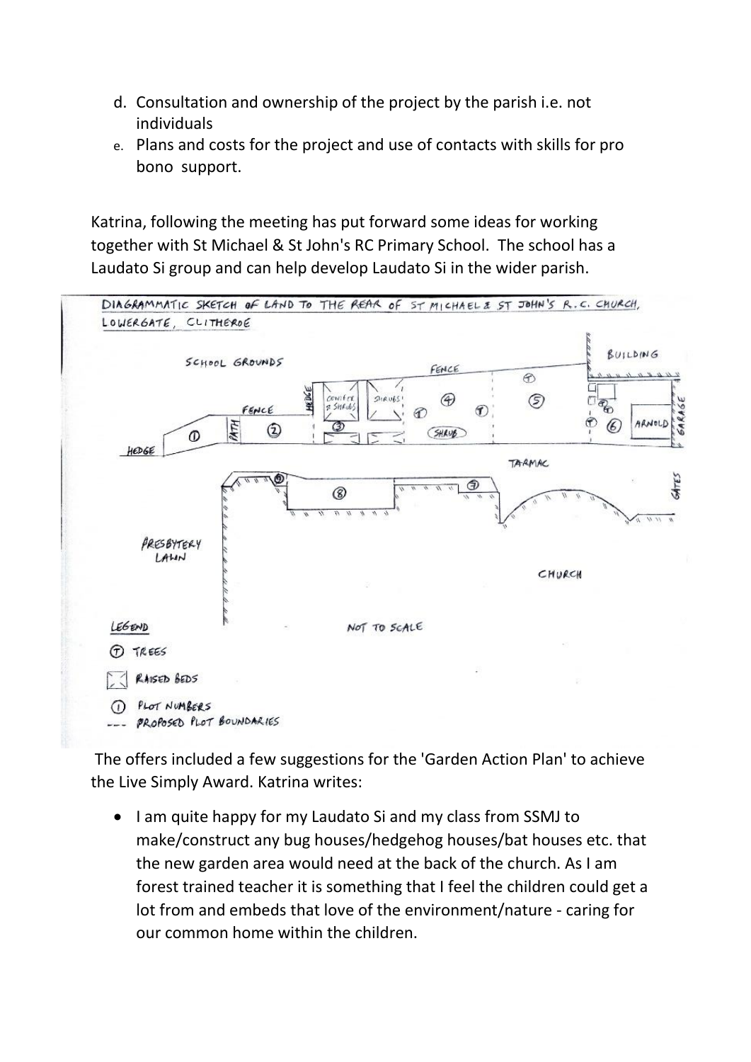d. Consultation and ownership of the project by the parish i.e. not individuals
e. Plans and costs for the project and use of contacts with skills for pro bono support.

Katrina, following the meeting has put forward some ideas for working together with St Michael & St John's RC Primary School. The school has a Laudato Si group and can help develop Laudato Si in the wider parish.

DIAGRAMMATIC SKETCH OF LAND TO THE REAR OF ST MICHAEL & ST JOHN'S R.C. CHURCH, LOWERGATE, CLITHEROE

LEGEND

- Ⓣ TREES
- RAISED BEDS
- ① PLOT NUMBERS
- --- PROPOSED PLOT BOUNDARIES

NOT TO SCALE

The offers included a few suggestions for the 'Garden Action Plan' to achieve the Live Simply Award. Katrina writes:

- I am quite happy for my Laudato Si and my class from SSMJ to make/construct any bug houses/hedgehog houses/bat houses etc. that the new garden area would need at the back of the church. As I am forest trained teacher it is something that I feel the children could get a lot from and embeds that love of the environment/nature - caring for our common home within the children.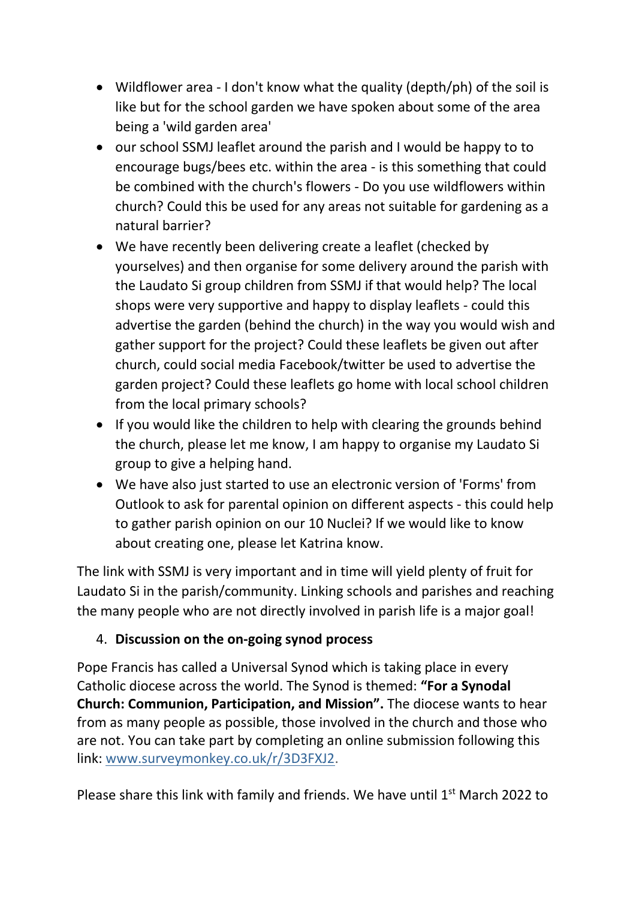- Wildflower area - I don't know what the quality (depth/ph) of the soil is like but for the school garden we have spoken about some of the area being a 'wild garden area'
- our school SSMJ leaflet around the parish and I would be happy to to encourage bugs/bees etc. within the area - is this something that could be combined with the church's flowers - Do you use wildflowers within church? Could this be used for any areas not suitable for gardening as a natural barrier?
- We have recently been delivering create a leaflet (checked by yourselves) and then organise for some delivery around the parish with the Laudato Si group children from SSMJ if that would help? The local shops were very supportive and happy to display leaflets - could this advertise the garden (behind the church) in the way you would wish and gather support for the project? Could these leaflets be given out after church, could social media Facebook/twitter be used to advertise the garden project? Could these leaflets go home with local school children from the local primary schools?
- If you would like the children to help with clearing the grounds behind the church, please let me know, I am happy to organise my Laudato Si group to give a helping hand.
- We have also just started to use an electronic version of 'Forms' from Outlook to ask for parental opinion on different aspects - this could help to gather parish opinion on our 10 Nuclei? If we would like to know about creating one, please let Katrina know.

The link with SSMJ is very important and in time will yield plenty of fruit for Laudato Si in the parish/community. Linking schools and parishes and reaching the many people who are not directly involved in parish life is a major goal!

4. **Discussion on the on-going synod process**

Pope Francis has called a Universal Synod which is taking place in every Catholic diocese across the world. The Synod is themed: **"For a Synodal Church: Communion, Participation, and Mission".** The diocese wants to hear from as many people as possible, those involved in the church and those who are not. You can take part by completing an online submission following this link: [www.surveymonkey.co.uk/r/3D3FXJ2](www.surveymonkey.co.uk/r/3D3FXJ2).

Please share this link with family and friends. We have until 1st March 2022 to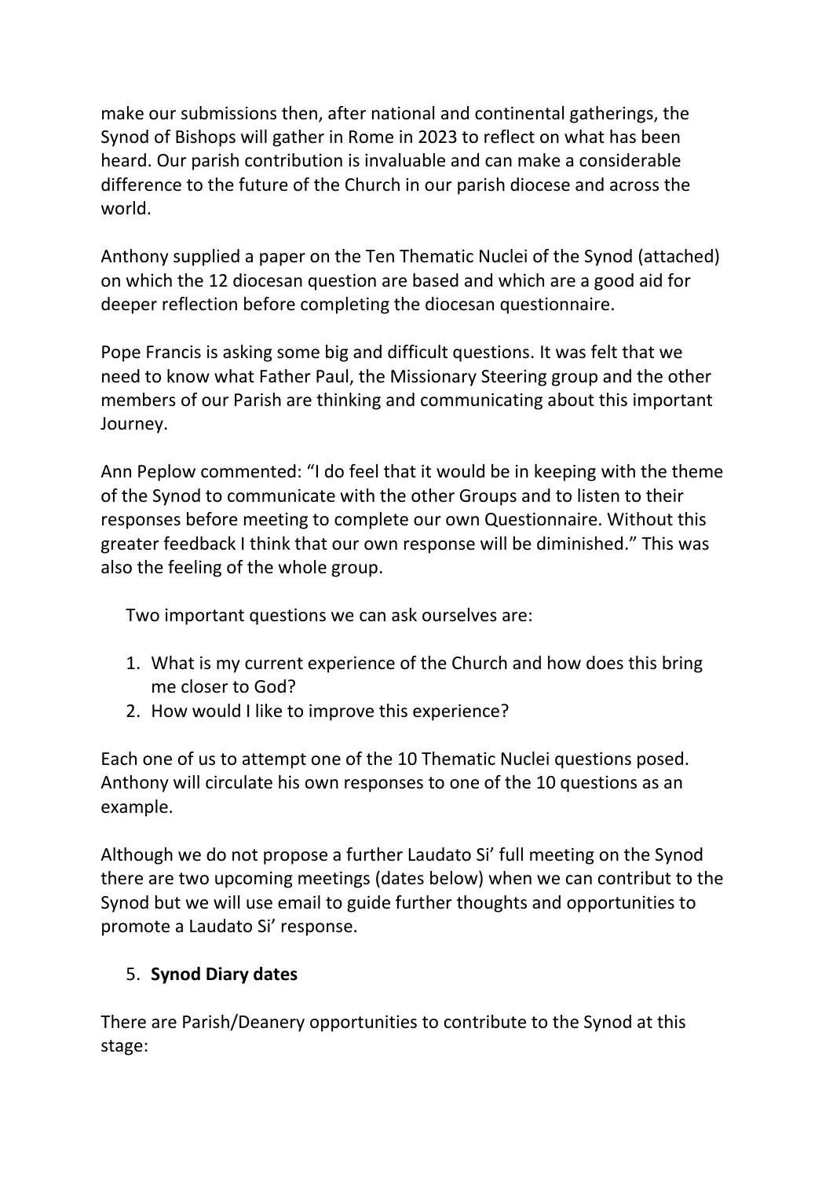make our submissions then, after national and continental gatherings, the Synod of Bishops will gather in Rome in 2023 to reflect on what has been heard. Our parish contribution is invaluable and can make a considerable difference to the future of the Church in our parish diocese and across the world.

Anthony supplied a paper on the Ten Thematic Nuclei of the Synod (attached) on which the 12 diocesan question are based and which are a good aid for deeper reflection before completing the diocesan questionnaire.

Pope Francis is asking some big and difficult questions. It was felt that we need to know what Father Paul, the Missionary Steering group and the other members of our Parish are thinking and communicating about this important Journey.

Ann Peplow commented: "I do feel that it would be in keeping with the theme of the Synod to communicate with the other Groups and to listen to their responses before meeting to complete our own Questionnaire. Without this greater feedback I think that our own response will be diminished." This was also the feeling of the whole group.

Two important questions we can ask ourselves are:

1. What is my current experience of the Church and how does this bring me closer to God?
2. How would I like to improve this experience?

Each one of us to attempt one of the 10 Thematic Nuclei questions posed. Anthony will circulate his own responses to one of the 10 questions as an example.

Although we do not propose a further Laudato Si' full meeting on the Synod there are two upcoming meetings (dates below) when we can contribut to the Synod but we will use email to guide further thoughts and opportunities to promote a Laudato Si' response.

5. **Synod Diary dates**

There are Parish/Deanery opportunities to contribute to the Synod at this stage: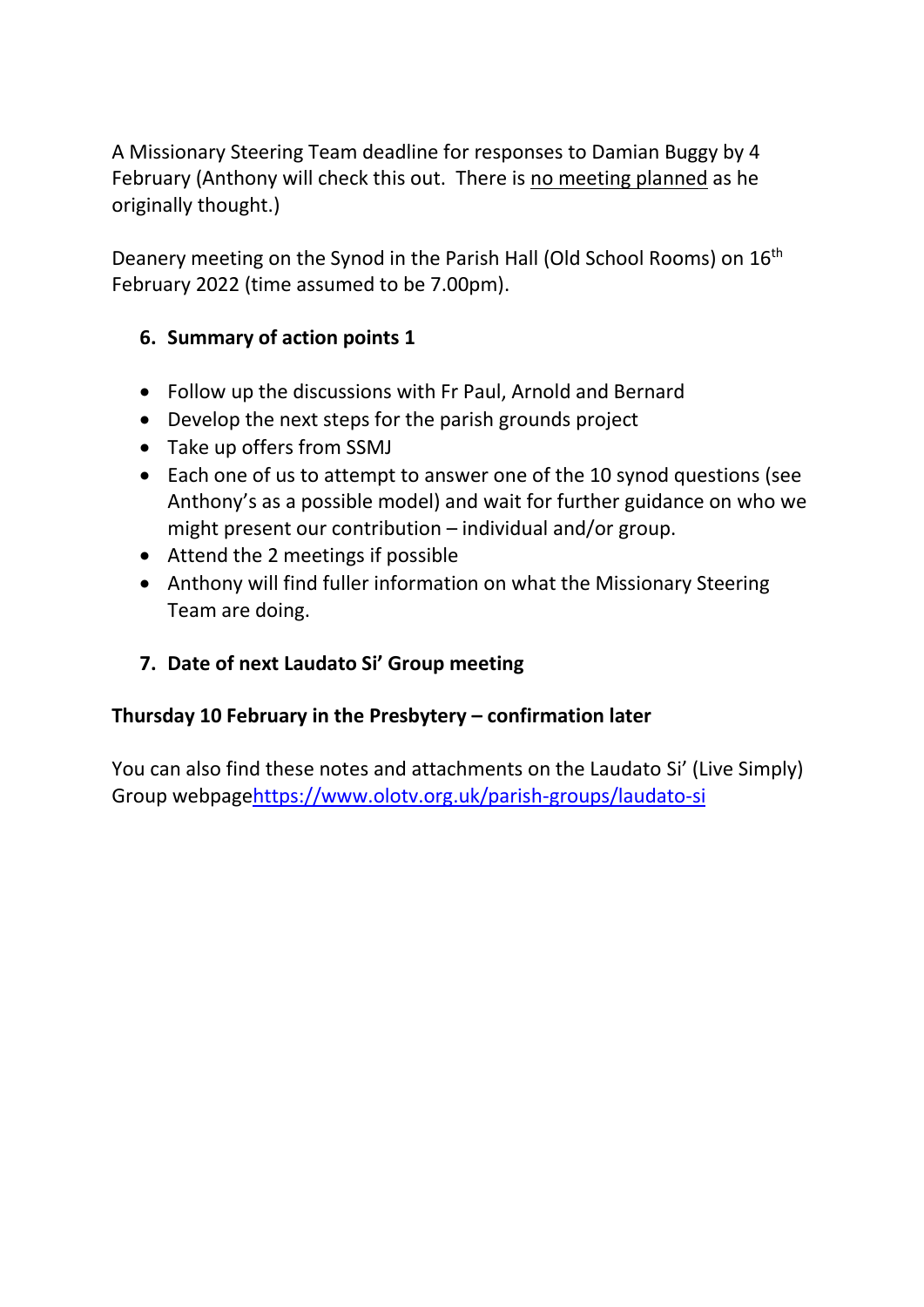A Missionary Steering Team deadline for responses to Damian Buggy by 4 February (Anthony will check this out. There is no meeting planned as he originally thought.)

Deanery meeting on the Synod in the Parish Hall (Old School Rooms) on 16th February 2022 (time assumed to be 7.00pm).

## 6. Summary of action points 1

- Follow up the discussions with Fr Paul, Arnold and Bernard
- Develop the next steps for the parish grounds project
- Take up offers from SSMJ
- Each one of us to attempt to answer one of the 10 synod questions (see Anthony's as a possible model) and wait for further guidance on who we might present our contribution – individual and/or group.
- Attend the 2 meetings if possible
- Anthony will find fuller information on what the Missionary Steering Team are doing.

## 7. Date of next Laudato Si' Group meeting

**Thursday 10 February in the Presbytery – confirmation later**

You can also find these notes and attachments on the Laudato Si' (Live Simply) Group webpagehttps://www.olotv.org.uk/parish-groups/laudato-si